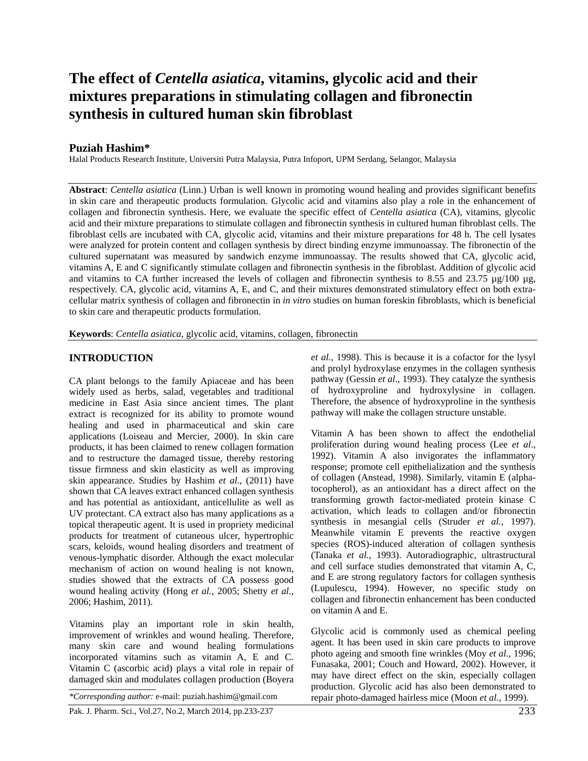# The effect of *Centella asiatica*, vitamins, glycolic acid and their mixtures preparations in stimulating collagen and fibronectin synthesis in cultured human skin fibroblast

**Puziah Hashim***

Halal Products Research Institute, Universiti Putra Malaysia, Putra Infoport, UPM Serdang, Selangor, Malaysia

**Abstract**: *Centella asiatica* (Linn.) Urban is well known in promoting wound healing and provides significant benefits in skin care and therapeutic products formulation. Glycolic acid and vitamins also play a role in the enhancement of collagen and fibronectin synthesis. Here, we evaluate the specific effect of *Centella asiatica* (CA), vitamins, glycolic acid and their mixture preparations to stimulate collagen and fibronectin synthesis in cultured human fibroblast cells. The fibroblast cells are incubated with CA, glycolic acid, vitamins and their mixture preparations for 48 h. The cell lysates were analyzed for protein content and collagen synthesis by direct binding enzyme immunoassay. The fibronectin of the cultured supernatant was measured by sandwich enzyme immunoassay. The results showed that CA, glycolic acid, vitamins A, E and C significantly stimulate collagen and fibronectin synthesis in the fibroblast. Addition of glycolic acid and vitamins to CA further increased the levels of collagen and fibronectin synthesis to 8.55 and 23.75 µg/100 µg, respectively. CA, glycolic acid, vitamins A, E, and C, and their mixtures demonstrated stimulatory effect on both extra-cellular matrix synthesis of collagen and fibronectin in *in vitro* studies on human foreskin fibroblasts, which is beneficial to skin care and therapeutic products formulation.

**Keywords**: *Centella asiatica,* glycolic acid, vitamins, collagen, fibronectin

## INTRODUCTION

CA plant belongs to the family Apiaceae and has been widely used as herbs, salad, vegetables and traditional medicine in East Asia since ancient times. The plant extract is recognized for its ability to promote wound healing and used in pharmaceutical and skin care applications (Loiseau and Mercier, 2000). In skin care products, it has been claimed to renew collagen formation and to restructure the damaged tissue, thereby restoring tissue firmness and skin elasticity as well as improving skin appearance. Studies by Hashim *et al.,* (2011) have shown that CA leaves extract enhanced collagen synthesis and has potential as antioxidant, anticellulite as well as UV protectant. CA extract also has many applications as a topical therapeutic agent. It is used in propriety medicinal products for treatment of cutaneous ulcer, hypertrophic scars, keloids, wound healing disorders and treatment of venous-lymphatic disorder. Although the exact molecular mechanism of action on wound healing is not known, studies showed that the extracts of CA possess good wound healing activity (Hong *et al.*, 2005; Shetty *et al.*, 2006; Hashim, 2011).

Vitamins play an important role in skin health, improvement of wrinkles and wound healing. Therefore, many skin care and wound healing formulations incorporated vitamins such as vitamin A, E and C. Vitamin C (ascorbic acid) plays a vital role in repair of damaged skin and modulates collagen production (Boyera *et al.,* 1998). This is because it is a cofactor for the lysyl and prolyl hydroxylase enzymes in the collagen synthesis pathway (Gessin *et al*., 1993). They catalyze the synthesis of hydroxyproline and hydroxylysine in collagen. Therefore, the absence of hydroxyproline in the synthesis pathway will make the collagen structure unstable.

Vitamin A has been shown to affect the endothelial proliferation during wound healing process (Lee *et al*., 1992). Vitamin A also invigorates the inflammatory response; promote cell epithelialization and the synthesis of collagen (Anstead, 1998). Similarly, vitamin E (alpha-tocopherol), as an antioxidant has a direct affect on the transforming growth factor-mediated protein kinase C activation, which leads to collagen and/or fibronectin synthesis in mesangial cells (Struder *et al.*, 1997). Meanwhile vitamin E prevents the reactive oxygen species (ROS)-induced alteration of collagen synthesis (Tanaka *et al.*, 1993). Autoradiographic, ultrastructural and cell surface studies demonstrated that vitamin A, C, and E are strong regulatory factors for collagen synthesis (Lupulescu, 1994). However, no specific study on collagen and fibronectin enhancement has been conducted on vitamin A and E.

Glycolic acid is commonly used as chemical peeling agent. It has been used in skin care products to improve photo ageing and smooth fine wrinkles (Moy *et al.*, 1996; Funasaka, 2001; Couch and Howard, 2002). However, it may have direct effect on the skin, especially collagen production. Glycolic acid has also been demonstrated to repair photo-damaged hairless mice (Moon *et al.*, 1999).

*\*Corresponding author:* e-mail: puziah.hashim@gmail.com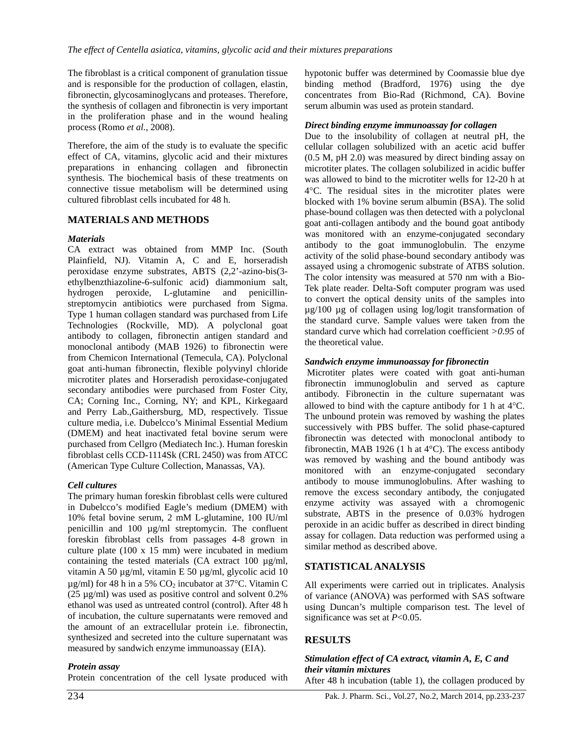The fibroblast is a critical component of granulation tissue and is responsible for the production of collagen, elastin, fibronectin, glycosaminoglycans and proteases. Therefore, the synthesis of collagen and fibronectin is very important in the proliferation phase and in the wound healing process (Romo *et al*., 2008).

Therefore, the aim of the study is to evaluate the specific effect of CA, vitamins, glycolic acid and their mixtures preparations in enhancing collagen and fibronectin synthesis. The biochemical basis of these treatments on connective tissue metabolism will be determined using cultured fibroblast cells incubated for 48 h.

## MATERIALS AND METHODS

### *Materials*

CA extract was obtained from MMP Inc. (South Plainfield, NJ). Vitamin A, C and E, horseradish peroxidase enzyme substrates, ABTS (2,2'-azino-bis(3-ethylbenzthiazoline-6-sulfonic acid) diammonium salt, hydrogen peroxide, L-glutamine and penicillin-streptomycin antibiotics were purchased from Sigma. Type 1 human collagen standard was purchased from Life Technologies (Rockville, MD). A polyclonal goat antibody to collagen, fibronectin antigen standard and monoclonal antibody (MAB 1926) to fibronectin were from Chemicon International (Temecula, CA). Polyclonal goat anti-human fibronectin, flexible polyvinyl chloride microtiter plates and Horseradish peroxidase-conjugated secondary antibodies were purchased from Foster City, CA; Corning Inc., Corning, NY; and KPL, Kirkegaard and Perry Lab.,Gaithersburg, MD, respectively. Tissue culture media, i.e. Dubelcco's Minimal Essential Medium (DMEM) and heat inactivated fetal bovine serum were purchased from Cellgro (Mediatech Inc.). Human foreskin fibroblast cells CCD-1114Sk (CRL 2450) was from ATCC (American Type Culture Collection, Manassas, VA).

### *Cell cultures*

The primary human foreskin fibroblast cells were cultured in Dubelcco's modified Eagle's medium (DMEM) with 10% fetal bovine serum, 2 mM L-glutamine, 100 IU/ml penicillin and 100 µg/ml streptomycin. The confluent foreskin fibroblast cells from passages 4-8 grown in culture plate (100 x 15 mm) were incubated in medium containing the tested materials (CA extract 100 µg/ml, vitamin A 50 µg/ml, vitamin E 50 µg/ml, glycolic acid 10 µg/ml) for 48 h in a 5% $CO_2$ incubator at 37°C. Vitamin C (25 µg/ml) was used as positive control and solvent 0.2% ethanol was used as untreated control (control). After 48 h of incubation, the culture supernatants were removed and the amount of an extracellular protein i.e. fibronectin, synthesized and secreted into the culture supernatant was measured by sandwich enzyme immunoassay (EIA).

### *Protein assay*

Protein concentration of the cell lysate produced with hypotonic buffer was determined by Coomassie blue dye binding method (Bradford, 1976) using the dye concentrates from Bio-Rad (Richmond, CA). Bovine serum albumin was used as protein standard.

### *Direct binding enzyme immunoassay for collagen*

Due to the insolubility of collagen at neutral pH, the cellular collagen solubilized with an acetic acid buffer (0.5 M, pH 2.0) was measured by direct binding assay on microtiter plates. The collagen solubilized in acidic buffer was allowed to bind to the microtiter wells for 12-20 h at 4°C. The residual sites in the microtiter plates were blocked with 1% bovine serum albumin (BSA). The solid phase-bound collagen was then detected with a polyclonal goat anti-collagen antibody and the bound goat antibody was monitored with an enzyme-conjugated secondary antibody to the goat immunoglobulin. The enzyme activity of the solid phase-bound secondary antibody was assayed using a chromogenic substrate of ATBS solution. The color intensity was measured at 570 nm with a Bio-Tek plate reader. Delta-Soft computer program was used to convert the optical density units of the samples into µg/100 µg of collagen using log/logit transformation of the standard curve. Sample values were taken from the standard curve which had correlation coefficient *>0.95* of the theoretical value.

### *Sandwich enzyme immunoassay for fibronectin*

Microtiter plates were coated with goat anti-human fibronectin immunoglobulin and served as capture antibody. Fibronectin in the culture supernatant was allowed to bind with the capture antibody for 1 h at 4°C. The unbound protein was removed by washing the plates successively with PBS buffer. The solid phase-captured fibronectin was detected with monoclonal antibody to fibronectin, MAB 1926 (1 h at 4°C). The excess antibody was removed by washing and the bound antibody was monitored with an enzyme-conjugated secondary antibody to mouse immunoglobulins. After washing to remove the excess secondary antibody, the conjugated enzyme activity was assayed with a chromogenic substrate, ABTS in the presence of 0.03% hydrogen peroxide in an acidic buffer as described in direct binding assay for collagen. Data reduction was performed using a similar method as described above.

## STATISTICAL ANALYSIS

All experiments were carried out in triplicates. Analysis of variance (ANOVA) was performed with SAS software using Duncan's multiple comparison test. The level of significance was set at $P<0.05$.

## RESULTS

### *Stimulation effect of CA extract, vitamin A, E, C and their vitamin mixtures*

After 48 h incubation (table 1), the collagen produced by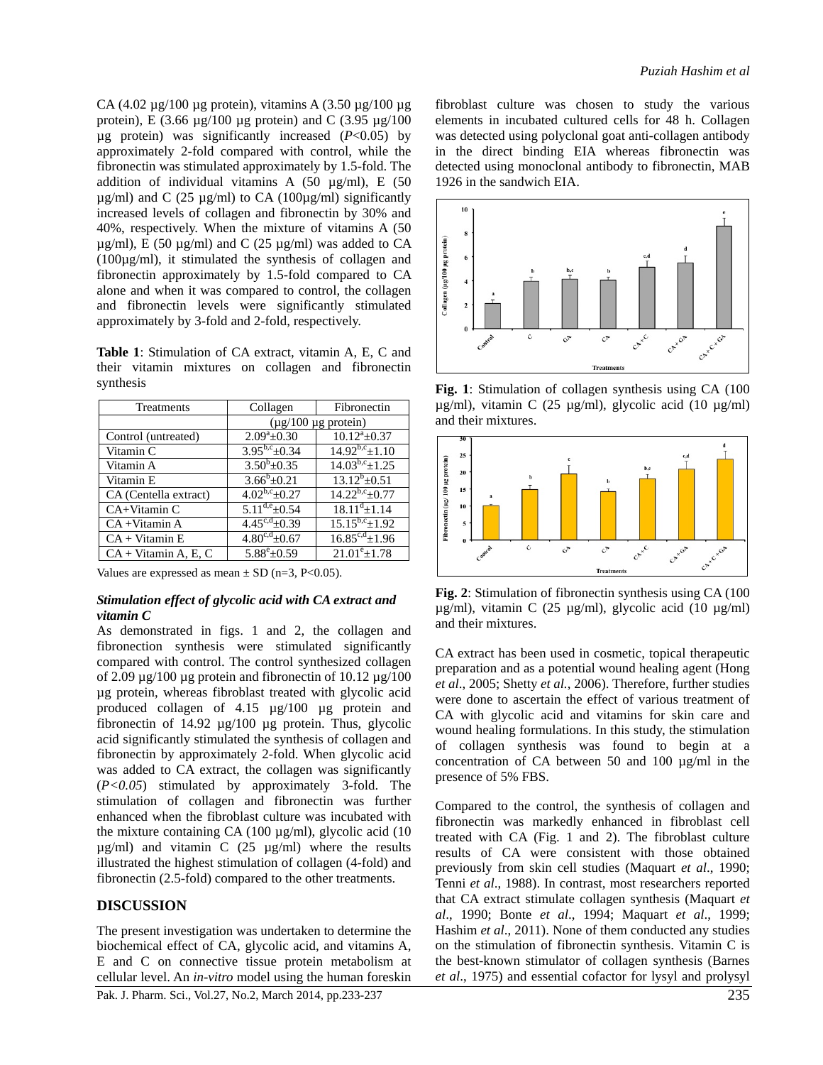CA (4.02 µg/100 µg protein), vitamins A (3.50 µg/100 µg protein), E (3.66 µg/100 µg protein) and C (3.95 µg/100 µg protein) was significantly increased ($P<0.05$) by approximately 2-fold compared with control, while the fibronectin was stimulated approximately by 1.5-fold. The addition of individual vitamins A (50 µg/ml), E (50 µg/ml) and C (25 µg/ml) to CA (100µg/ml) significantly increased levels of collagen and fibronectin by 30% and 40%, respectively. When the mixture of vitamins A (50 µg/ml), E (50 µg/ml) and C (25 µg/ml) was added to CA (100µg/ml), it stimulated the synthesis of collagen and fibronectin approximately by 1.5-fold compared to CA alone and when it was compared to control, the collagen and fibronectin levels were significantly stimulated approximately by 3-fold and 2-fold, respectively.

**Table 1**: Stimulation of CA extract, vitamin A, E, C and their vitamin mixtures on collagen and fibronectin synthesis

| Treatments | Collagen | Fibronectin |
|---|---|---|
| | (µg/100 µg protein) | |
| Control (untreated) | $2.09^{a}\pm0.30$ | $10.12^{a}\pm0.37$ |
| Vitamin C | $3.95^{b,c}\pm0.34$ | $14.92^{b,c}\pm1.10$ |
| Vitamin A | $3.50^{b}\pm0.35$ | $14.03^{b,c}\pm1.25$ |
| Vitamin E | $3.66^{b}\pm0.21$ | $13.12^{b}\pm0.51$ |
| CA (Centella extract) | $4.02^{b,c}\pm0.27$ | $14.22^{b,c}\pm0.77$ |
| CA+Vitamin C | $5.11^{d,e}\pm0.54$ | $18.11^{d}\pm1.14$ |
| CA +Vitamin A | $4.45^{c,d}\pm0.39$ | $15.15^{b,c}\pm1.92$ |
| CA + Vitamin E | $4.80^{c,d}\pm0.67$ | $16.85^{c,d}\pm1.96$ |
| CA + Vitamin A, E, C | $5.88^{e}\pm0.59$ | $21.01^{e}\pm1.78$ |

Values are expressed as mean ± SD (n=3, P<0.05).

### *Stimulation effect of glycolic acid with CA extract and vitamin C*

As demonstrated in figs. 1 and 2, the collagen and fibronection synthesis were stimulated significantly compared with control. The control synthesized collagen of 2.09 µg/100 µg protein and fibronectin of 10.12 µg/100 µg protein, whereas fibroblast treated with glycolic acid produced collagen of 4.15 µg/100 µg protein and fibronectin of 14.92 µg/100 µg protein. Thus, glycolic acid significantly stimulated the synthesis of collagen and fibronectin by approximately 2-fold. When glycolic acid was added to CA extract, the collagen was significantly (*$P<0.05$*) stimulated by approximately 3-fold. The stimulation of collagen and fibronectin was further enhanced when the fibroblast culture was incubated with the mixture containing CA (100 µg/ml), glycolic acid (10 µg/ml) and vitamin C (25 µg/ml) where the results illustrated the highest stimulation of collagen (4-fold) and fibronectin (2.5-fold) compared to the other treatments.

## DISCUSSION

The present investigation was undertaken to determine the biochemical effect of CA, glycolic acid, and vitamins A, E and C on connective tissue protein metabolism at cellular level. An *in-vitro* model using the human foreskin fibroblast culture was chosen to study the various elements in incubated cultured cells for 48 h. Collagen was detected using polyclonal goat anti-collagen antibody in the direct binding EIA whereas fibronectin was detected using monoclonal antibody to fibronectin, MAB 1926 in the sandwich EIA.

**Fig. 1**: Stimulation of collagen synthesis using CA (100 µg/ml), vitamin C (25 µg/ml), glycolic acid (10 µg/ml) and their mixtures.

**Fig. 2**: Stimulation of fibronectin synthesis using CA (100 µg/ml), vitamin C (25 µg/ml), glycolic acid (10 µg/ml) and their mixtures.

CA extract has been used in cosmetic, topical therapeutic preparation and as a potential wound healing agent (Hong *et al*., 2005; Shetty *et al.*, 2006). Therefore, further studies were done to ascertain the effect of various treatment of CA with glycolic acid and vitamins for skin care and wound healing formulations. In this study, the stimulation of collagen synthesis was found to begin at a concentration of CA between 50 and 100 µg/ml in the presence of 5% FBS.

Compared to the control, the synthesis of collagen and fibronectin was markedly enhanced in fibroblast cell treated with CA (Fig. 1 and 2). The fibroblast culture results of CA were consistent with those obtained previously from skin cell studies (Maquart *et al*., 1990; Tenni *et al*., 1988). In contrast, most researchers reported that CA extract stimulate collagen synthesis (Maquart *et al*., 1990; Bonte *et al*., 1994; Maquart *et al*., 1999; Hashim *et al*., 2011). None of them conducted any studies on the stimulation of fibronectin synthesis. Vitamin C is the best-known stimulator of collagen synthesis (Barnes *et al*., 1975) and essential cofactor for lysyl and prolysyl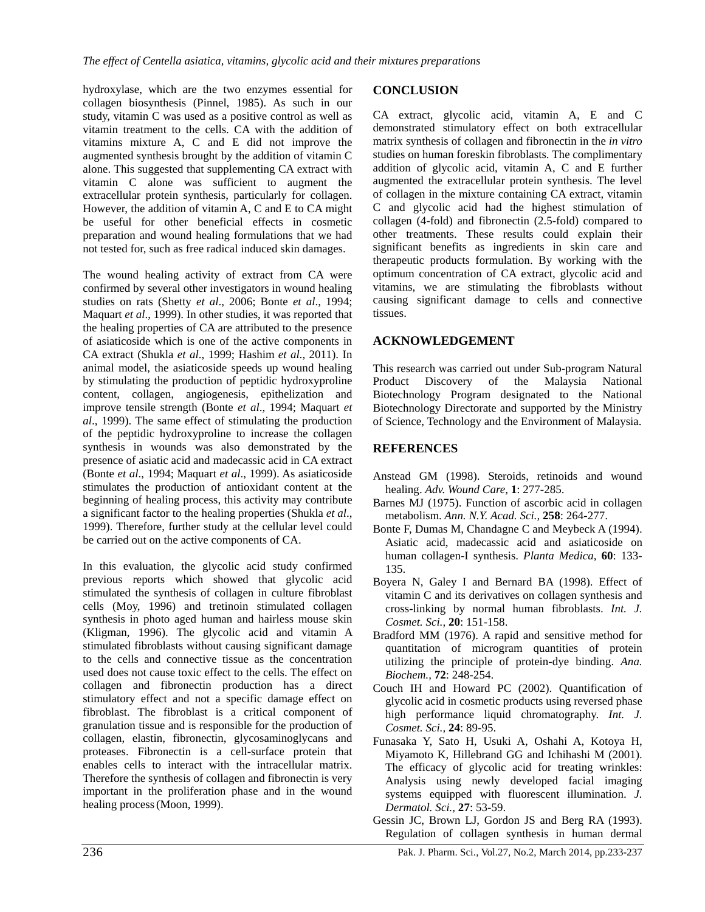hydroxylase, which are the two enzymes essential for collagen biosynthesis (Pinnel, 1985). As such in our study, vitamin C was used as a positive control as well as vitamin treatment to the cells. CA with the addition of vitamins mixture A, C and E did not improve the augmented synthesis brought by the addition of vitamin C alone. This suggested that supplementing CA extract with vitamin C alone was sufficient to augment the extracellular protein synthesis, particularly for collagen. However, the addition of vitamin A, C and E to CA might be useful for other beneficial effects in cosmetic preparation and wound healing formulations that we had not tested for, such as free radical induced skin damages.

The wound healing activity of extract from CA were confirmed by several other investigators in wound healing studies on rats (Shetty *et al*., 2006; Bonte *et al*., 1994; Maquart *et al*., 1999). In other studies, it was reported that the healing properties of CA are attributed to the presence of asiaticoside which is one of the active components in CA extract (Shukla *et al*., 1999; Hashim *et al*., 2011). In animal model, the asiaticoside speeds up wound healing by stimulating the production of peptidic hydroxyproline content, collagen, angiogenesis, epithelization and improve tensile strength (Bonte *et al*., 1994; Maquart *et al*., 1999). The same effect of stimulating the production of the peptidic hydroxyproline to increase the collagen synthesis in wounds was also demonstrated by the presence of asiatic acid and madecassic acid in CA extract (Bonte *et al*., 1994; Maquart *et al*., 1999). As asiaticoside stimulates the production of antioxidant content at the beginning of healing process, this activity may contribute a significant factor to the healing properties (Shukla *et al*., 1999). Therefore, further study at the cellular level could be carried out on the active components of CA.

In this evaluation, the glycolic acid study confirmed previous reports which showed that glycolic acid stimulated the synthesis of collagen in culture fibroblast cells (Moy, 1996) and tretinoin stimulated collagen synthesis in photo aged human and hairless mouse skin (Kligman, 1996). The glycolic acid and vitamin A stimulated fibroblasts without causing significant damage to the cells and connective tissue as the concentration used does not cause toxic effect to the cells. The effect on collagen and fibronectin production has a direct stimulatory effect and not a specific damage effect on fibroblast. The fibroblast is a critical component of granulation tissue and is responsible for the production of collagen, elastin, fibronectin, glycosaminoglycans and proteases. Fibronectin is a cell-surface protein that enables cells to interact with the intracellular matrix. Therefore the synthesis of collagen and fibronectin is very important in the proliferation phase and in the wound healing process (Moon, 1999).

## CONCLUSION

CA extract, glycolic acid, vitamin A, E and C demonstrated stimulatory effect on both extracellular matrix synthesis of collagen and fibronectin in the *in vitro* studies on human foreskin fibroblasts. The complimentary addition of glycolic acid, vitamin A, C and E further augmented the extracellular protein synthesis. The level of collagen in the mixture containing CA extract, vitamin C and glycolic acid had the highest stimulation of collagen (4-fold) and fibronectin (2.5-fold) compared to other treatments. These results could explain their significant benefits as ingredients in skin care and therapeutic products formulation. By working with the optimum concentration of CA extract, glycolic acid and vitamins, we are stimulating the fibroblasts without causing significant damage to cells and connective tissues.

## ACKNOWLEDGEMENT

This research was carried out under Sub-program Natural Product Discovery of the Malaysia National Biotechnology Program designated to the National Biotechnology Directorate and supported by the Ministry of Science, Technology and the Environment of Malaysia.

## REFERENCES

Anstead GM (1998). Steroids, retinoids and wound healing. *Adv. Wound Care,* **1**: 277-285.

Barnes MJ (1975). Function of ascorbic acid in collagen metabolism. *Ann. N.Y. Acad. Sci.,* **258**: 264-277.

Bonte F, Dumas M, Chandagne C and Meybeck A (1994). Asiatic acid, madecassic acid and asiaticoside on human collagen-I synthesis. *Planta Medica,* **60**: 133-135.

Boyera N, Galey I and Bernard BA (1998). Effect of vitamin C and its derivatives on collagen synthesis and cross-linking by normal human fibroblasts. *Int. J. Cosmet. Sci.,* **20**: 151-158.

Bradford MM (1976). A rapid and sensitive method for quantitation of microgram quantities of protein utilizing the principle of protein-dye binding. *Ana. Biochem.,* **72**: 248-254.

Couch IH and Howard PC (2002). Quantification of glycolic acid in cosmetic products using reversed phase high performance liquid chromatography. *Int. J. Cosmet. Sci.,* **24**: 89-95.

Funasaka Y, Sato H, Usuki A, Oshahi A, Kotoya H, Miyamoto K, Hillebrand GG and Ichihashi M (2001). The efficacy of glycolic acid for treating wrinkles: Analysis using newly developed facial imaging systems equipped with fluorescent illumination. *J. Dermatol. Sci.,* **27**: 53-59.

Gessin JC, Brown LJ, Gordon JS and Berg RA (1993). Regulation of collagen synthesis in human dermal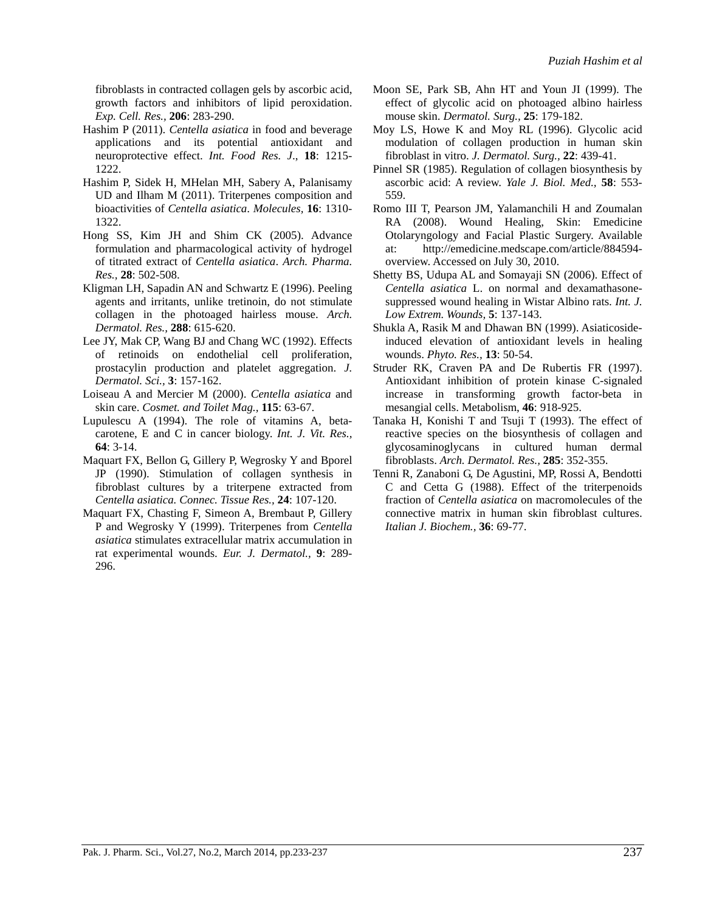fibroblasts in contracted collagen gels by ascorbic acid, growth factors and inhibitors of lipid peroxidation. *Exp. Cell. Res.,* **206**: 283-290.

Hashim P (2011). *Centella asiatica* in food and beverage applications and its potential antioxidant and neuroprotective effect. *Int. Food Res. J.,* **18**: 1215-1222.

Hashim P, Sidek H, MHelan MH, Sabery A, Palanisamy UD and Ilham M (2011). Triterpenes composition and bioactivities of *Centella asiatica*. *Molecules,* **16**: 1310-1322.

Hong SS, Kim JH and Shim CK (2005). Advance formulation and pharmacological activity of hydrogel of titrated extract of *Centella asiatica*. *Arch. Pharma. Res.,* **28**: 502-508.

Kligman LH, Sapadin AN and Schwartz E (1996). Peeling agents and irritants, unlike tretinoin, do not stimulate collagen in the photoaged hairless mouse. *Arch. Dermatol. Res.,* **288**: 615-620.

Lee JY, Mak CP, Wang BJ and Chang WC (1992). Effects of retinoids on endothelial cell proliferation, prostacylin production and platelet aggregation. *J. Dermatol. Sci.,* **3**: 157-162.

Loiseau A and Mercier M (2000). *Centella asiatica* and skin care. *Cosmet. and Toilet Mag.,* **115**: 63-67.

Lupulescu A (1994). The role of vitamins A, beta-carotene, E and C in cancer biology. *Int. J. Vit. Res.,* **64**: 3-14.

Maquart FX, Bellon G, Gillery P, Wegrosky Y and Bporel JP (1990). Stimulation of collagen synthesis in fibroblast cultures by a triterpene extracted from *Centella asiatica*. *Connec. Tissue Res.,* **24**: 107-120.

Maquart FX, Chasting F, Simeon A, Brembaut P, Gillery P and Wegrosky Y (1999). Triterpenes from *Centella asiatica* stimulates extracellular matrix accumulation in rat experimental wounds. *Eur. J. Dermatol.,* **9**: 289-296.

Moon SE, Park SB, Ahn HT and Youn JI (1999). The effect of glycolic acid on photoaged albino hairless mouse skin. *Dermatol. Surg.,* **25**: 179-182.

Moy LS, Howe K and Moy RL (1996). Glycolic acid modulation of collagen production in human skin fibroblast in vitro. *J. Dermatol. Surg.,* **22**: 439-41.

Pinnel SR (1985). Regulation of collagen biosynthesis by ascorbic acid: A review. *Yale J. Biol. Med.,* **58**: 553-559.

Romo III T, Pearson JM, Yalamanchili H and Zoumalan RA (2008). Wound Healing, Skin: Emedicine Otolaryngology and Facial Plastic Surgery. Available at: http://emedicine.medscape.com/article/884594-overview. Accessed on July 30, 2010.

Shetty BS, Udupa AL and Somayaji SN (2006). Effect of *Centella asiatica* L. on normal and dexamathasone-suppressed wound healing in Wistar Albino rats. *Int. J. Low Extrem. Wounds,* **5**: 137-143.

Shukla A, Rasik M and Dhawan BN (1999). Asiaticoside-induced elevation of antioxidant levels in healing wounds. *Phyto. Res.,* **13**: 50-54.

Struder RK, Craven PA and De Rubertis FR (1997). Antioxidant inhibition of protein kinase C-signaled increase in transforming growth factor-beta in mesangial cells. Metabolism, **46**: 918-925.

Tanaka H, Konishi T and Tsuji T (1993). The effect of reactive species on the biosynthesis of collagen and glycosaminoglycans in cultured human dermal fibroblasts. *Arch. Dermatol. Res.,* **285**: 352-355.

Tenni R, Zanaboni G, De Agustini, MP, Rossi A, Bendotti C and Cetta G (1988). Effect of the triterpenoids fraction of *Centella asiatica* on macromolecules of the connective matrix in human skin fibroblast cultures. *Italian J. Biochem.,* **36**: 69-77.